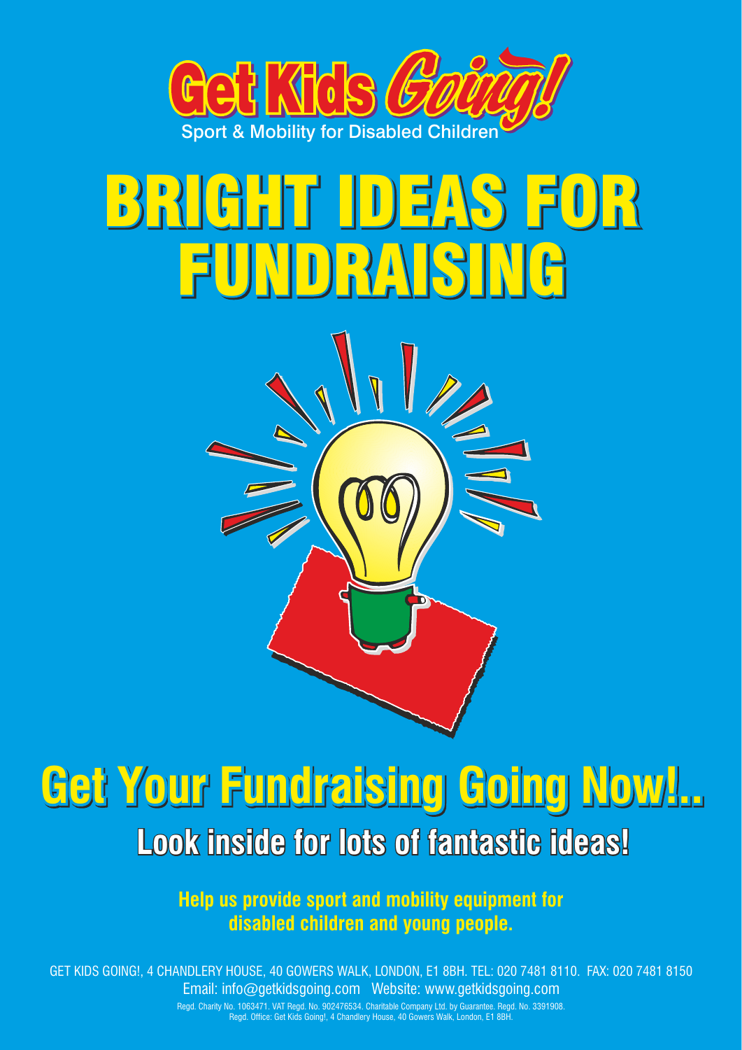**Get Kids Going!**

Sport & Mobility for Disabled Children

# BRIGHT IDEAS FOR FUNDRAISING

## Get Your Fundraising Going Now!..

### Look inside for lots of fantastic ideas!

**Help us provide sport and mobility equipment for disabled children and young people.**

GET KIDS GOING!, 4 CHANDLERY HOUSE, 40 GOWERS WALK, LONDON, E1 8BH. TEL: 020 7481 8110. FAX: 020 7481 8150

Email: info@getkidsgoing.com Website: www.getkidsgoing.com

Regd. Charity No. 1063471. VAT Regd. No. 902476534. Charitable Company Ltd. by Guarantee. Regd. No. 3391908.
Regd. Office: Get Kids Going!, 4 Chandlery House, 40 Gowers Walk, London, E1 8BH.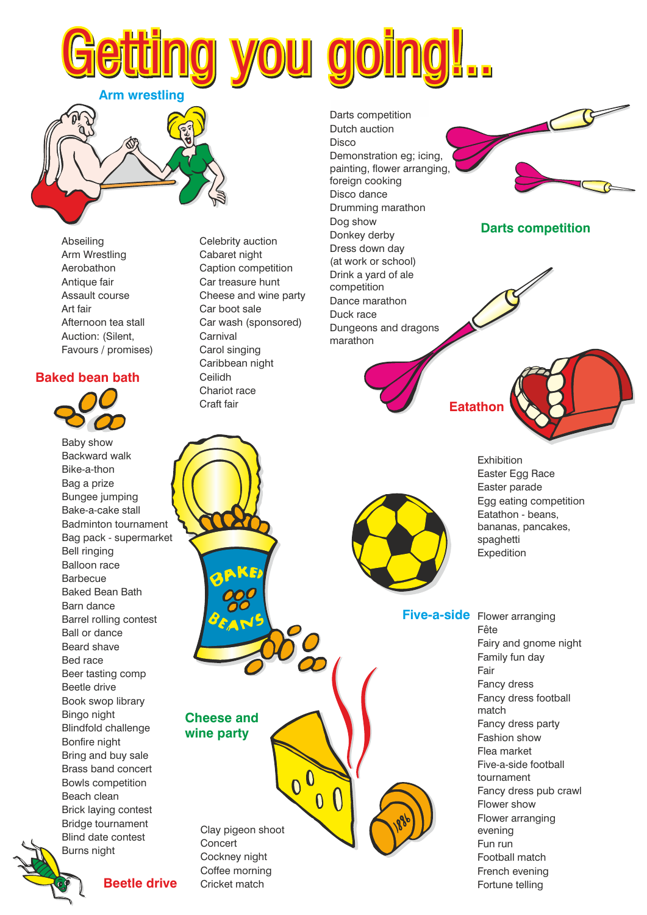# Getting you going!..

**Arm wrestling**

- Abseiling
- Arm Wrestling
- Aerobathon
- Antique fair
- Assault course
- Art fair
- Afternoon tea stall
- Auction: (Silent, Favours / promises)

**Baked bean bath**

- Baby show
- Backward walk
- Bike-a-thon
- Bag a prize
- Bungee jumping
- Bake-a-cake stall
- Badminton tournament
- Bag pack - supermarket
- Bell ringing
- Balloon race
- Barbecue
- Baked Bean Bath
- Barn dance
- Barrel rolling contest
- Ball or dance
- Beard shave
- Bed race
- Beer tasting comp
- Beetle drive
- Book swop library
- Bingo night
- Blindfold challenge
- Bonfire night
- Bring and buy sale
- Brass band concert
- Bowls competition
- Beach clean
- Brick laying contest
- Bridge tournament
- Blind date contest
- Burns night

**Beetle drive**

- Celebrity auction
- Cabaret night
- Caption competition
- Car treasure hunt
- Cheese and wine party
- Car boot sale
- Car wash (sponsored)
- Carnival
- Carol singing
- Caribbean night
- Ceilidh
- Chariot race
- Craft fair

**Cheese and wine party**

- Clay pigeon shoot
- Concert
- Cockney night
- Coffee morning
- Cricket match

- Darts competition
- Dutch auction
- Disco
- Demonstration eg; icing, painting, flower arranging, foreign cooking
- Disco dance
- Drumming marathon
- Dog show
- Donkey derby
- Dress down day (at work or school)
- Drink a yard of ale competition
- Dance marathon
- Duck race
- Dungeons and dragons marathon

**Darts competition**

**Eatathon**

- Exhibition
- Easter Egg Race
- Easter parade
- Egg eating competition
- Eatathon - beans, bananas, pancakes, spaghetti
- Expedition

**Five-a-side**

- Flower arranging
- Fête
- Fairy and gnome night
- Family fun day
- Fair
- Fancy dress
- Fancy dress football match
- Fancy dress party
- Fashion show
- Flea market
- Five-a-side football tournament
- Fancy dress pub crawl
- Flower show
- Flower arranging evening
- Fun run
- Football match
- French evening
- Fortune telling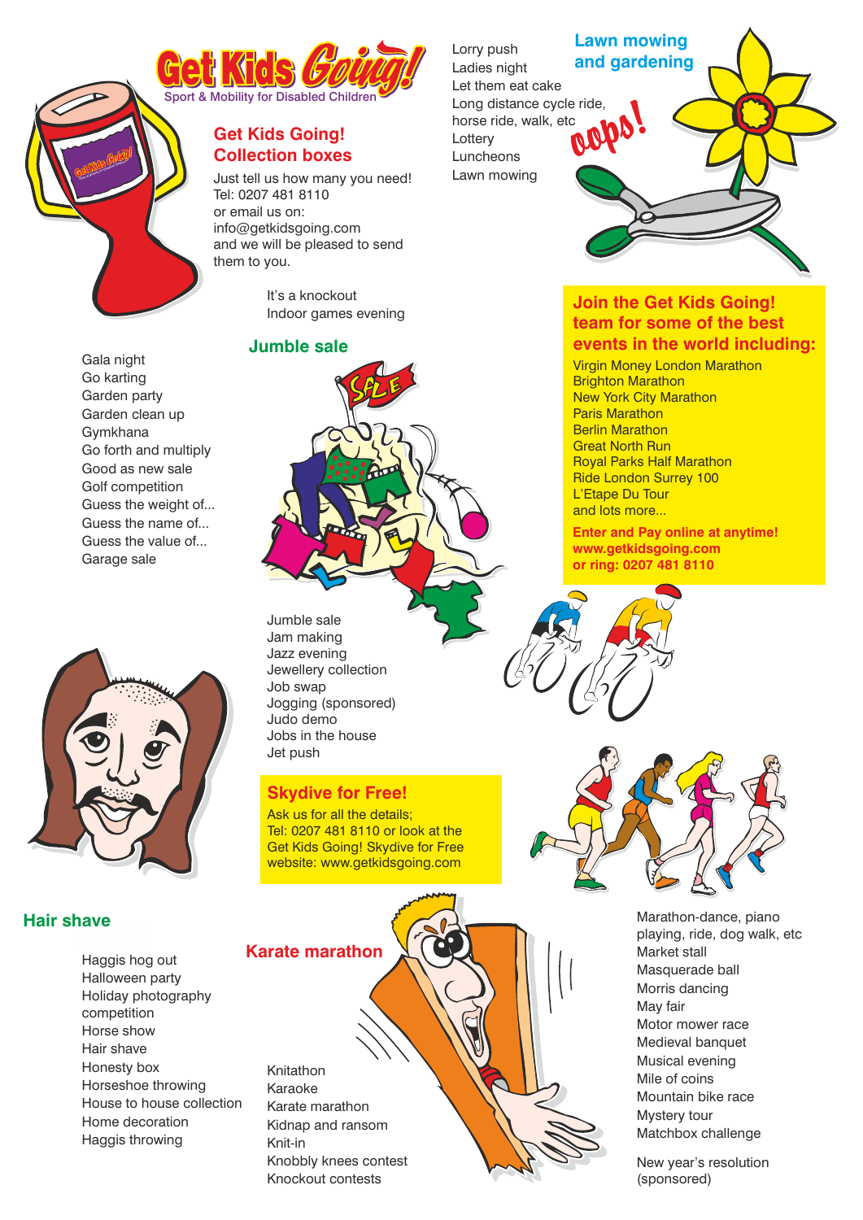# Get Kids Going!

Sport & Mobility for Disabled Children

## Get Kids Going! Collection boxes

Just tell us how many you need!
Tel: 0207 481 8110
or email us on:
info@getkidsgoing.com
and we will be pleased to send them to you.

Lorry push
Ladies night
Let them eat cake
Long distance cycle ride, horse ride, walk, etc
Lottery
Luncheons
Lawn mowing

## Lawn mowing and gardening

oops!

It's a knockout
Indoor games evening

## Jumble sale

Gala night
Go karting
Garden party
Garden clean up
Gymkhana
Go forth and multiply
Good as new sale
Golf competition
Guess the weight of...
Guess the name of...
Guess the value of...
Garage sale

## Join the Get Kids Going! team for some of the best events in the world including:

Virgin Money London Marathon
Brighton Marathon
New York City Marathon
Paris Marathon
Berlin Marathon
Great North Run
Royal Parks Half Marathon
Ride London Surrey 100
L'Etape Du Tour
and lots more...

**Enter and Pay online at anytime!**
**www.getkidsgoing.com**
**or ring: 0207 481 8110**

Jumble sale
Jam making
Jazz evening
Jewellery collection
Job swap
Jogging (sponsored)
Judo demo
Jobs in the house
Jet push

## Skydive for Free!

Ask us for all the details;
Tel: 0207 481 8110 or look at the Get Kids Going! Skydive for Free website: www.getkidsgoing.com

## Hair shave

Haggis hog out
Halloween party
Holiday photography competition
Horse show
Hair shave
Honesty box
Horseshoe throwing
House to house collection
Home decoration
Haggis throwing

## Karate marathon

Knitathon
Karaoke
Karate marathon
Kidnap and ransom
Knit-in
Knobbly knees contest
Knockout contests

Marathon-dance, piano playing, ride, dog walk, etc
Market stall
Masquerade ball
Morris dancing
May fair
Motor mower race
Medieval banquet
Musical evening
Mile of coins
Mountain bike race
Mystery tour
Matchbox challenge

New year's resolution (sponsored)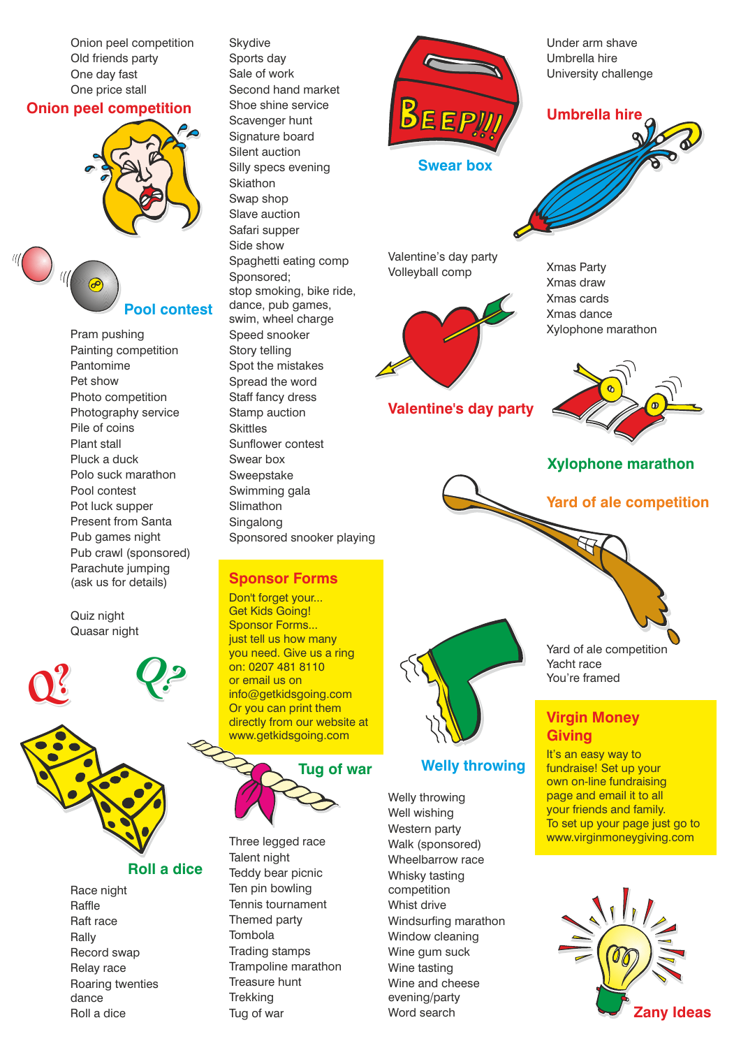Onion peel competition
Old friends party
One day fast
One price stall

## Onion peel competition

## Pool contest

Pram pushing
Painting competition
Pantomime
Pet show
Photo competition
Photography service
Pile of coins
Plant stall
Pluck a duck
Polo suck marathon
Pool contest
Pot luck supper
Present from Santa
Pub games night
Pub crawl (sponsored)
Parachute jumping (ask us for details)

Quiz night
Quasar night

## Roll a dice

Race night
Raffle
Raft race
Rally
Record swap
Relay race
Roaring twenties dance
Roll a dice

Skydive
Sports day
Sale of work
Second hand market
Shoe shine service
Scavenger hunt
Signature board
Silent auction
Silly specs evening
Skiathon
Swap shop
Slave auction
Safari supper
Side show
Spaghetti eating comp
Sponsored; stop smoking, bike ride, dance, pub games, swim, wheel charge
Speed snooker
Story telling
Spot the mistakes
Spread the word
Staff fancy dress
Stamp auction
Skittles
Sunflower contest
Swear box
Sweepstake
Swimming gala
Slimathon
Singalong
Sponsored snooker playing

## Sponsor Forms

Don't forget your...
Get Kids Going!
Sponsor Forms...
just tell us how many you need. Give us a ring on: 0207 481 8110
or email us on info@getkidsgoing.com
Or you can print them directly from our website at www.getkidsgoing.com

## Tug of war

Three legged race
Talent night
Teddy bear picnic
Ten pin bowling
Tennis tournament
Themed party
Tombola
Trading stamps
Trampoline marathon
Treasure hunt
Trekking
Tug of war

## Swear box

Valentine's day party
Volleyball comp

## Valentine's day party

## Welly throwing

Welly throwing
Well wishing
Western party
Walk (sponsored)
Wheelbarrow race
Whisky tasting competition
Whist drive
Windsurfing marathon
Window cleaning
Wine gum suck
Wine tasting
Wine and cheese evening/party
Word search

Under arm shave
Umbrella hire
University challenge

## Umbrella hire

Xmas Party
Xmas draw
Xmas cards
Xmas dance
Xylophone marathon

## Xylophone marathon

## Yard of ale competition

Yard of ale competition
Yacht race
You're framed

## Virgin Money Giving

It's an easy way to fundraise! Set up your own on-line fundraising page and email it to all your friends and family.
To set up your page just go to www.virginmoneygiving.com

## Zany Ideas